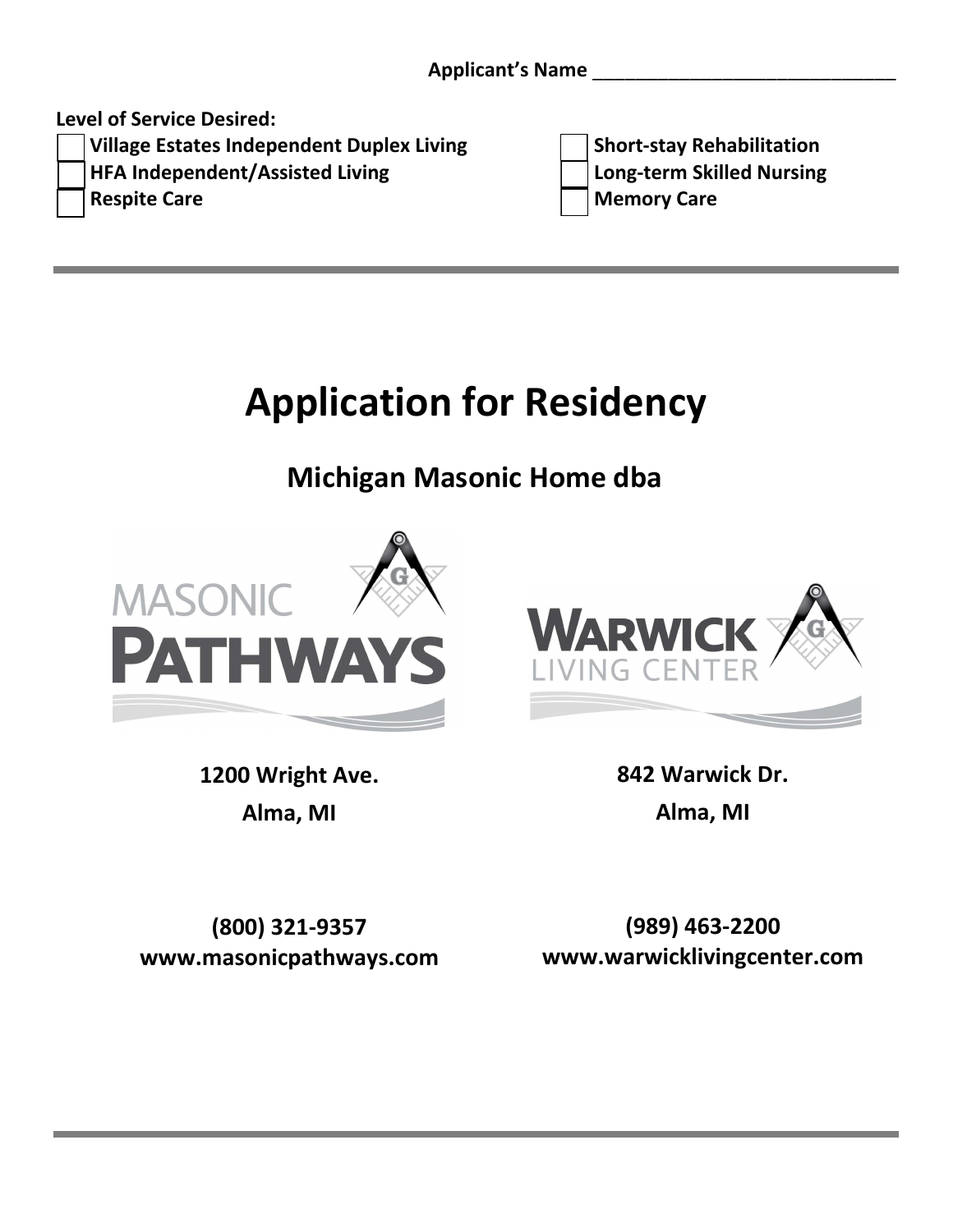**Applicant's Name** ______________________________

**Level of Service Desired:**

- ☐ **Village Estates Independent Duplex Living**
- ☐ **HFA Independent/Assisted Living**
- ☐ **Respite Care**
- ☐ **Short-stay Rehabilitation**
- ☐ **Long-term Skilled Nursing**
- ☐ **Memory Care**

---

# Application for Residency

## Michigan Masonic Home dba

**MASONIC PATHWAYS**

**1200 Wright Ave.**

**Alma, MI**

**(800) 321-9357**

**www.masonicpathways.com**

**WARWICK LIVING CENTER**

**842 Warwick Dr.**

**Alma, MI**

**(989) 463-2200**

**www.warwicklivingcenter.com**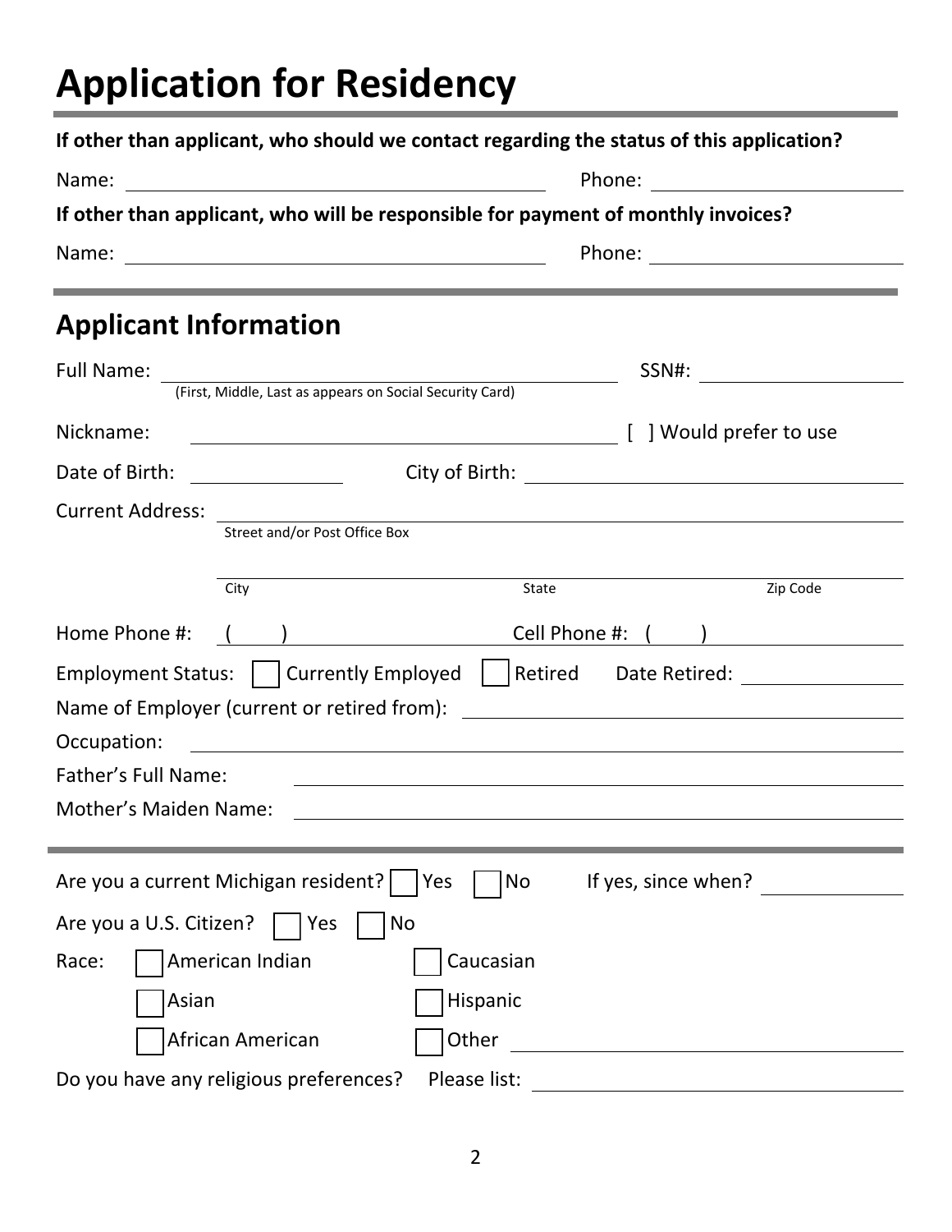# Application for Residency

**If other than applicant, who should we contact regarding the status of this application?**

Name: ______________________________ Phone: ____________________

**If other than applicant, who will be responsible for payment of monthly invoices?**

Name: ______________________________ Phone: ____________________

## Applicant Information

Full Name: ______________________________ SSN#: ____________________
(First, Middle, Last as appears on Social Security Card)

Nickname: ______________________________ [ ] Would prefer to use

Date of Birth: ____________ City of Birth: ______________________________

Current Address: ______________________________________________
Street and/or Post Office Box

______________________________________________
City State Zip Code

Home Phone #: ( ) ____________ Cell Phone #: ( ) ____________

Employment Status: ☐ Currently Employed ☐ Retired Date Retired: ____________

Name of Employer (current or retired from): ______________________________

Occupation: ______________________________

Father's Full Name: ______________________________

Mother's Maiden Name: ______________________________

Are you a current Michigan resident? ☐ Yes ☐ No If yes, since when? ____________

Are you a U.S. Citizen? ☐ Yes ☐ No

Race: ☐ American Indian ☐ Caucasian
☐ Asian ☐ Hispanic
☐ African American ☐ Other ____________________

Do you have any religious preferences? Please list: ______________________________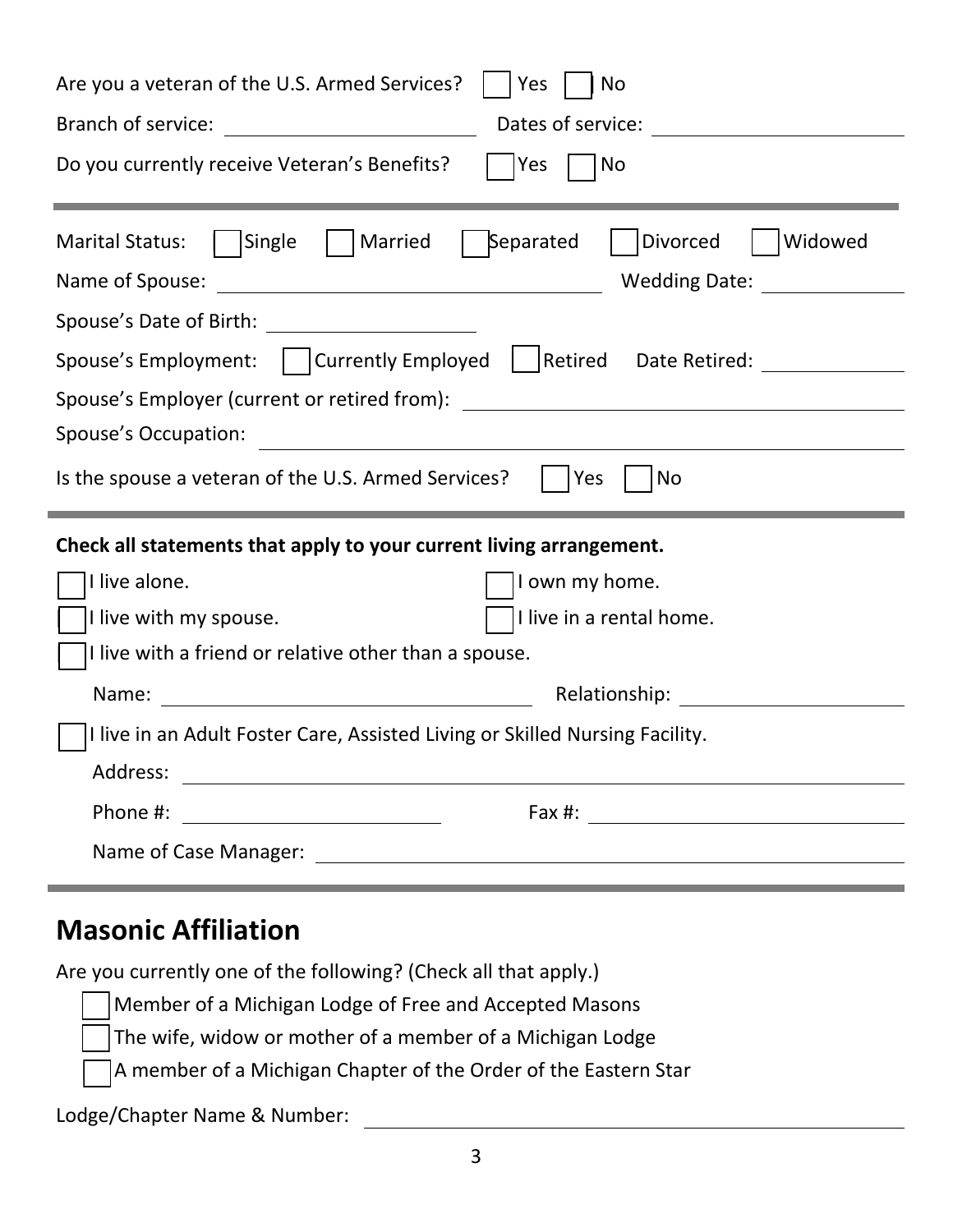Are you a veteran of the U.S. Armed Services? ☐ Yes ☐ No

Branch of service: ______________________ Dates of service: ______________________

Do you currently receive Veteran's Benefits? ☐ Yes ☐ No

---

Marital Status: ☐ Single ☐ Married ☐ Separated ☐ Divorced ☐ Widowed

Name of Spouse: ______________________________ Wedding Date: ______________

Spouse's Date of Birth: __________________

Spouse's Employment: ☐ Currently Employed ☐ Retired Date Retired: ______________

Spouse's Employer (current or retired from): ______________________________

Spouse's Occupation: ______________________________________________

Is the spouse a veteran of the U.S. Armed Services? ☐ Yes ☐ No

---

**Check all statements that apply to your current living arrangement.**

☐ I live alone.

☐ I own my home.

☐ I live with my spouse.

☐ I live in a rental home.

☐ I live with a friend or relative other than a spouse.

Name: ______________________________ Relationship: ____________________

☐ I live in an Adult Foster Care, Assisted Living or Skilled Nursing Facility.

Address: ______________________________________________

Phone #: ______________________ Fax #: ______________________

Name of Case Manager: ______________________________________________

---

## Masonic Affiliation

Are you currently one of the following? (Check all that apply.)

☐ Member of a Michigan Lodge of Free and Accepted Masons

☐ The wife, widow or mother of a member of a Michigan Lodge

☐ A member of a Michigan Chapter of the Order of the Eastern Star

Lodge/Chapter Name & Number: ______________________________________________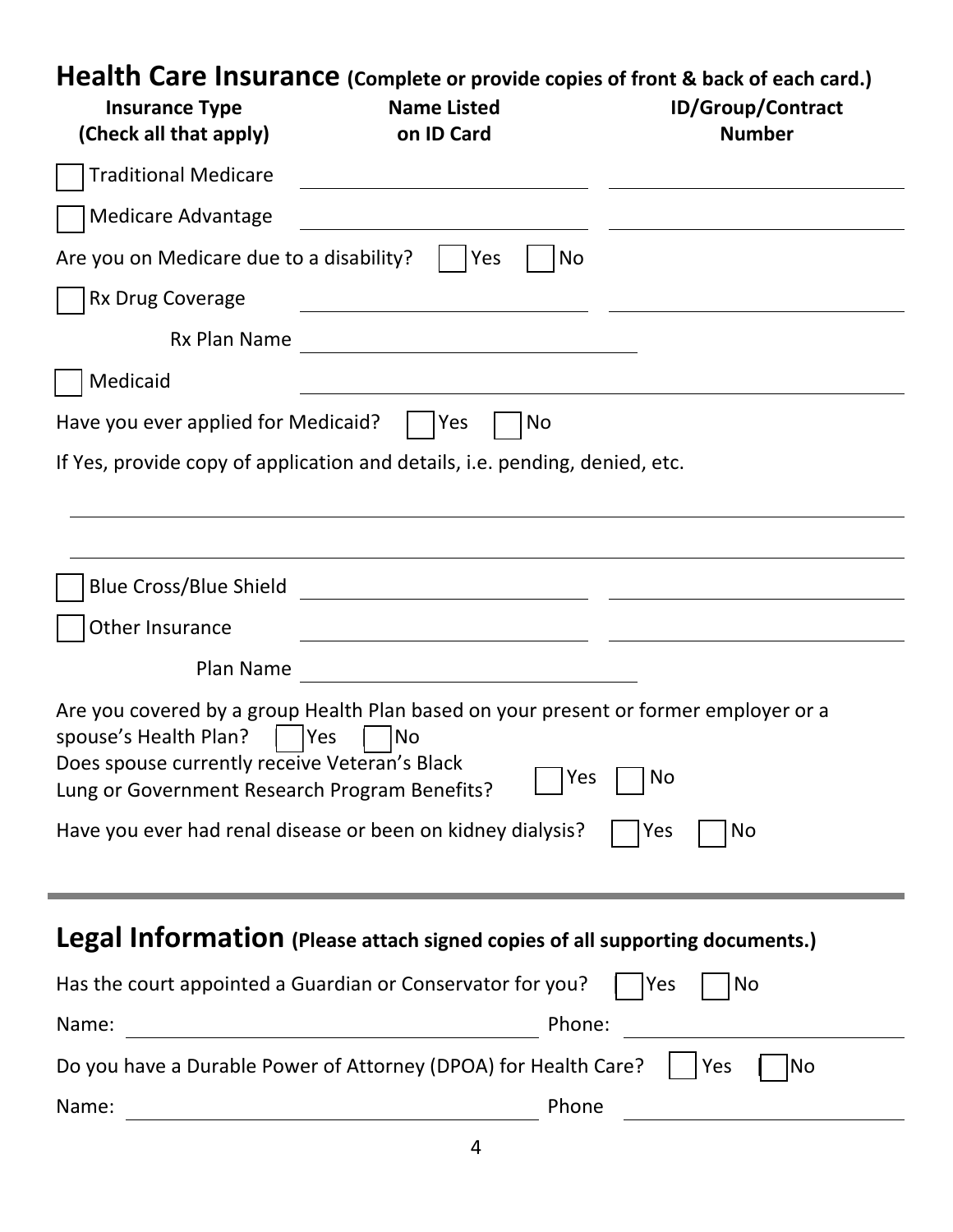## Health Care Insurance (Complete or provide copies of front & back of each card.)

| Insurance Type (Check all that apply) | Name Listed on ID Card | ID/Group/Contract Number |
|---|---|---|
| ☐ Traditional Medicare | | |
| ☐ Medicare Advantage | | |

Are you on Medicare due to a disability? ☐ Yes ☐ No

| | | |
|---|---|---|
| ☐ Rx Drug Coverage | | |
| Rx Plan Name | | |
| ☐ Medicaid | | |

Have you ever applied for Medicaid? ☐ Yes ☐ No

If Yes, provide copy of application and details, i.e. pending, denied, etc.

______________________________________________

______________________________________________

| | | |
|---|---|---|
| ☐ Blue Cross/Blue Shield | | |
| ☐ Other Insurance | | |
| Plan Name | | |

Are you covered by a group Health Plan based on your present or former employer or a spouse's Health Plan? ☐ Yes ☐ No

Does spouse currently receive Veteran's Black Lung or Government Research Program Benefits? ☐ Yes ☐ No

Have you ever had renal disease or been on kidney dialysis? ☐ Yes ☐ No

---

## Legal Information (Please attach signed copies of all supporting documents.)

Has the court appointed a Guardian or Conservator for you? ☐ Yes ☐ No

Name: ______________________ Phone: ______________________

Do you have a Durable Power of Attorney (DPOA) for Health Care? ☐ Yes ☐ No

Name: ______________________ Phone ______________________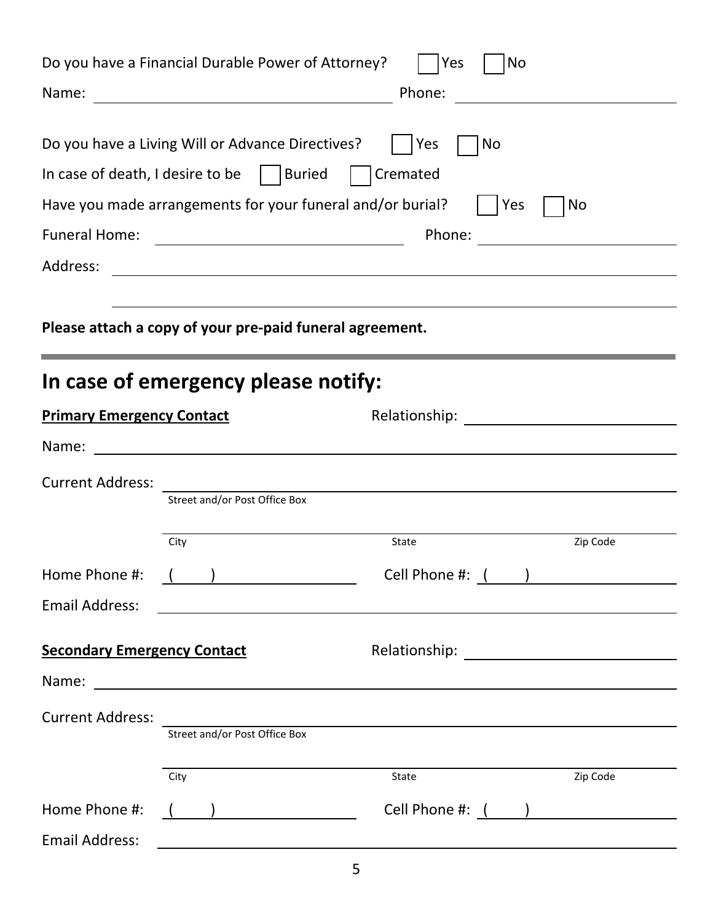Do you have a Financial Durable Power of Attorney? ☐ Yes ☐ No

Name: ______________________________ Phone: ______________________

Do you have a Living Will or Advance Directives? ☐ Yes ☐ No

In case of death, I desire to be ☐ Buried ☐ Cremated

Have you made arrangements for your funeral and/or burial? ☐ Yes ☐ No

Funeral Home: ______________________________ Phone: ______________________

Address: ____________________________________________________________

____________________________________________________________

**Please attach a copy of your pre-paid funeral agreement.**

---

# In case of emergency please notify:

**Primary Emergency Contact** Relationship: ______________________

Name: ____________________________________________________________

Current Address: ____________________________________________________________
Street and/or Post Office Box

____________________________________________________________
City State Zip Code

Home Phone #: ( ) ______________ Cell Phone #: ( ) ______________

Email Address: ____________________________________________________________

**Secondary Emergency Contact** Relationship: ______________________

Name: ____________________________________________________________

Current Address: ____________________________________________________________
Street and/or Post Office Box

____________________________________________________________
City State Zip Code

Home Phone #: ( ) ______________ Cell Phone #: ( ) ______________

Email Address: ____________________________________________________________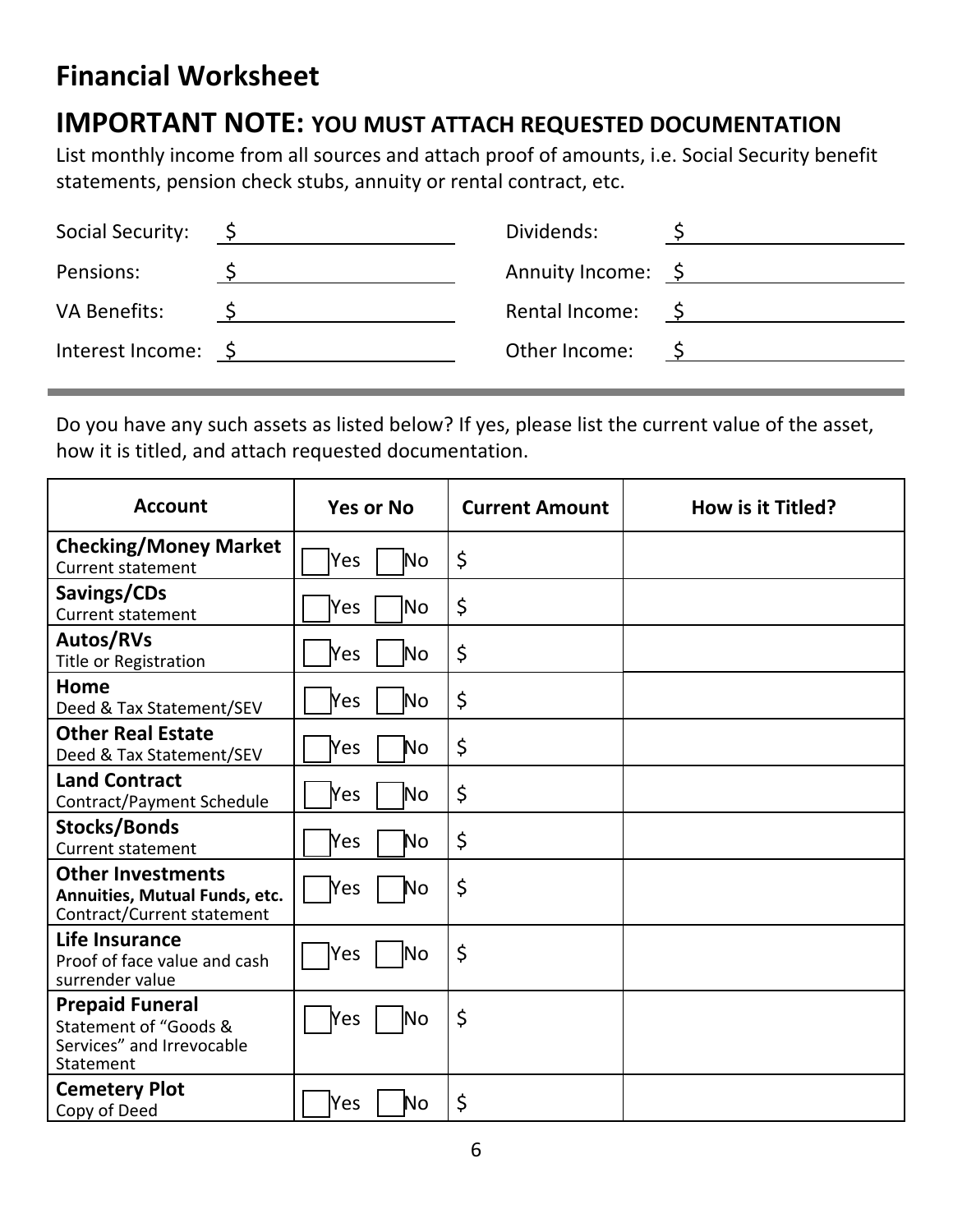# Financial Worksheet

## IMPORTANT NOTE: YOU MUST ATTACH REQUESTED DOCUMENTATION

List monthly income from all sources and attach proof of amounts, i.e. Social Security benefit statements, pension check stubs, annuity or rental contract, etc.

| | | | |
|---|---|---|---|
| Social Security: | $ | Dividends: | $ |
| Pensions: | $ | Annuity Income: | $ |
| VA Benefits: | $ | Rental Income: | $ |
| Interest Income: | $ | Other Income: | $ |

---

Do you have any such assets as listed below? If yes, please list the current value of the asset, how it is titled, and attach requested documentation.

| Account | Yes or No | Current Amount | How is it Titled? |
|---|---|---|---|
| **Checking/Money Market**<br>Current statement | ☐ Yes ☐ No | $ | |
| **Savings/CDs**<br>Current statement | ☐ Yes ☐ No | $ | |
| **Autos/RVs**<br>Title or Registration | ☐ Yes ☐ No | $ | |
| **Home**<br>Deed & Tax Statement/SEV | ☐ Yes ☐ No | $ | |
| **Other Real Estate**<br>Deed & Tax Statement/SEV | ☐ Yes ☐ No | $ | |
| **Land Contract**<br>Contract/Payment Schedule | ☐ Yes ☐ No | $ | |
| **Stocks/Bonds**<br>Current statement | ☐ Yes ☐ No | $ | |
| **Other Investments**<br>**Annuities, Mutual Funds, etc.**<br>Contract/Current statement | ☐ Yes ☐ No | $ | |
| **Life Insurance**<br>Proof of face value and cash surrender value | ☐ Yes ☐ No | $ | |
| **Prepaid Funeral**<br>Statement of "Goods & Services" and Irrevocable Statement | ☐ Yes ☐ No | $ | |
| **Cemetery Plot**<br>Copy of Deed | ☐ Yes ☐ No | $ | |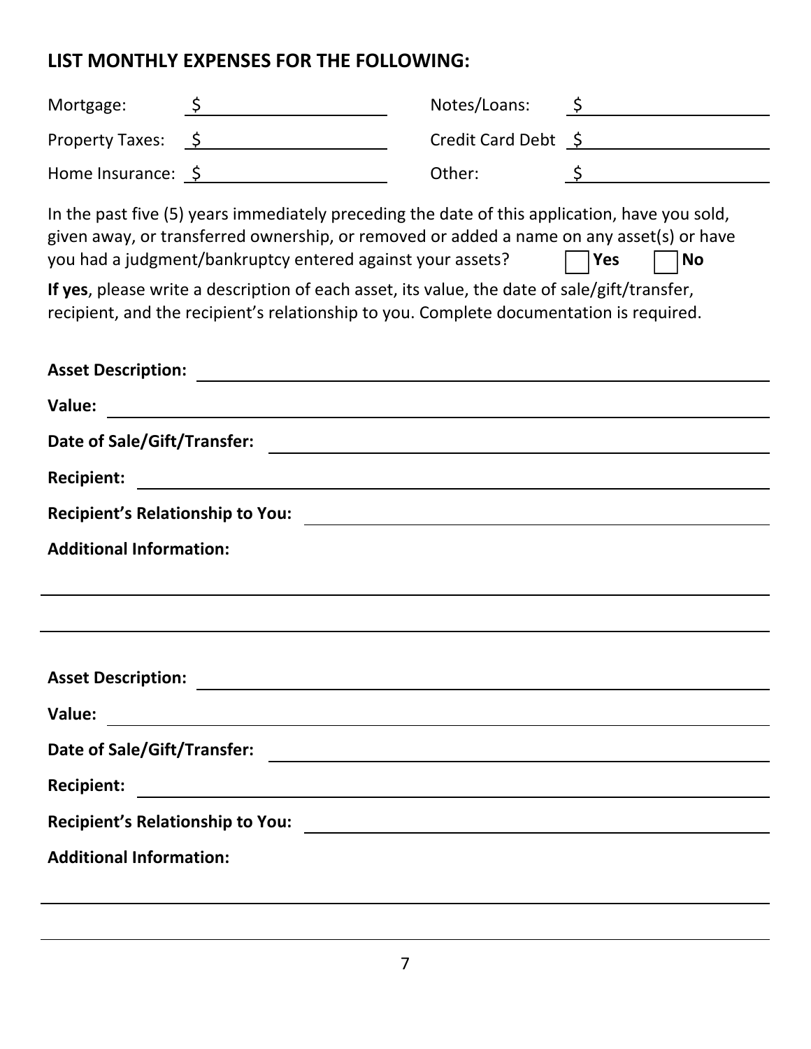## LIST MONTHLY EXPENSES FOR THE FOLLOWING:

| | | | |
|---|---|---|---|
| Mortgage: | $ | Notes/Loans: | $ |
| Property Taxes: | $ | Credit Card Debt | $ |
| Home Insurance: | $ | Other: | $ |

In the past five (5) years immediately preceding the date of this application, have you sold, given away, or transferred ownership, or removed or added a name on any asset(s) or have you had a judgment/bankruptcy entered against your assets? ☐ **Yes** ☐ **No**

**If yes**, please write a description of each asset, its value, the date of sale/gift/transfer, recipient, and the recipient's relationship to you. Complete documentation is required.

**Asset Description:** ______________________________

**Value:** ______________________________

**Date of Sale/Gift/Transfer:** ______________________________

**Recipient:** ______________________________

**Recipient's Relationship to You:** ______________________________

**Additional Information:**

______________________________

______________________________

**Asset Description:** ______________________________

**Value:** ______________________________

**Date of Sale/Gift/Transfer:** ______________________________

**Recipient:** ______________________________

**Recipient's Relationship to You:** ______________________________

**Additional Information:**

______________________________

______________________________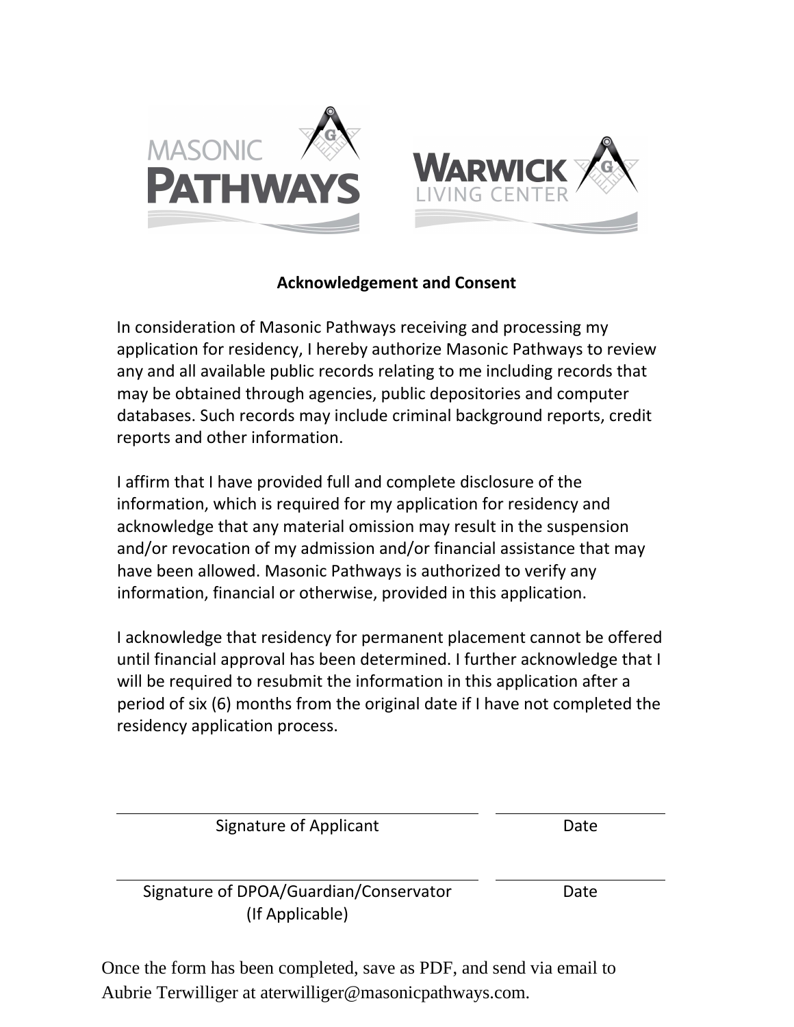## Acknowledgement and Consent

In consideration of Masonic Pathways receiving and processing my application for residency, I hereby authorize Masonic Pathways to review any and all available public records relating to me including records that may be obtained through agencies, public depositories and computer databases. Such records may include criminal background reports, credit reports and other information.

I affirm that I have provided full and complete disclosure of the information, which is required for my application for residency and acknowledge that any material omission may result in the suspension and/or revocation of my admission and/or financial assistance that may have been allowed. Masonic Pathways is authorized to verify any information, financial or otherwise, provided in this application.

I acknowledge that residency for permanent placement cannot be offered until financial approval has been determined. I further acknowledge that I will be required to resubmit the information in this application after a period of six (6) months from the original date if I have not completed the residency application process.

_______________________________________ ____________________

Signature of Applicant Date

_______________________________________ ____________________

Signature of DPOA/Guardian/Conservator (If Applicable) Date

Once the form has been completed, save as PDF, and send via email to Aubrie Terwilliger at aterwilliger@masonicpathways.com.